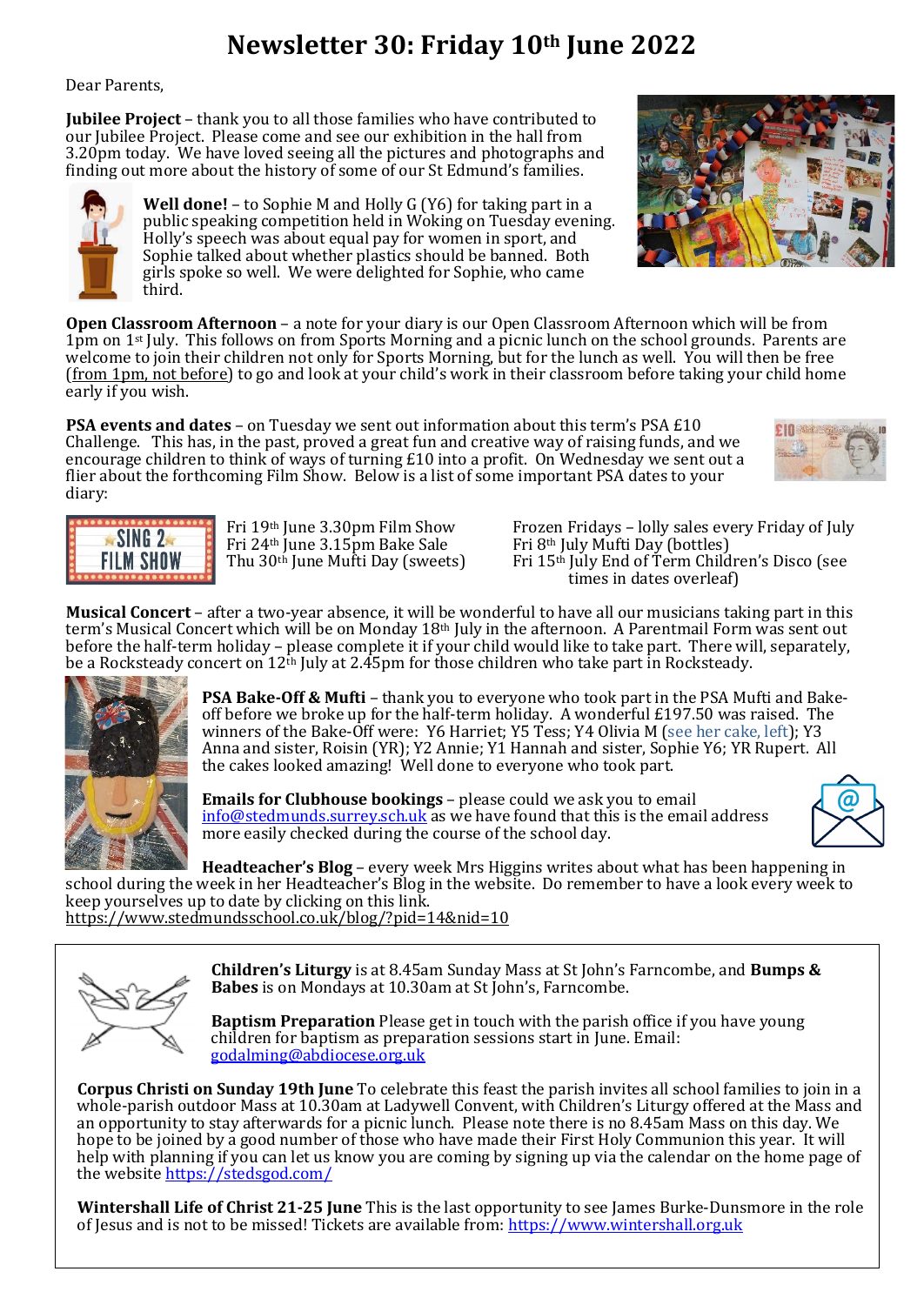# Newsletter 30: Friday 10th June 2022

Dear Parents,

**Jubilee Project** – thank you to all those families who have contributed to our Jubilee Project. Please come and see our exhibition in the hall from 3.20pm today. We have loved seeing all the pictures and photographs and finding out more about the history of some of our St Edmund's families.

**Well done!** – to Sophie M and Holly G (Y6) for taking part in a public speaking competition held in Woking on Tuesday evening. Holly's speech was about equal pay for women in sport, and Sophie talked about whether plastics should be banned. Both girls spoke so well. We were delighted for Sophie, who came third.

**Open Classroom Afternoon** – a note for your diary is our Open Classroom Afternoon which will be from 1pm on 1st July. This follows on from Sports Morning and a picnic lunch on the school grounds. Parents are welcome to join their children not only for Sports Morning, but for the lunch as well. You will then be free (from 1pm, not before) to go and look at your child's work in their classroom before taking your child home early if you wish.

**PSA events and dates** – on Tuesday we sent out information about this term's PSA £10 Challenge. This has, in the past, proved a great fun and creative way of raising funds, and we encourage children to think of ways of turning £10 into a profit. On Wednesday we sent out a flier about the forthcoming Film Show. Below is a list of some important PSA dates to your diary:

- Fri 19th June 3.30pm Film Show
- Fri 24th June 3.15pm Bake Sale
- Thu 30th June Mufti Day (sweets)
- Frozen Fridays – lolly sales every Friday of July
- Fri 8th July Mufti Day (bottles)
- Fri 15th July End of Term Children's Disco (see times in dates overleaf)

**Musical Concert** – after a two-year absence, it will be wonderful to have all our musicians taking part in this term's Musical Concert which will be on Monday 18th July in the afternoon. A Parentmail Form was sent out before the half-term holiday – please complete it if your child would like to take part. There will, separately, be a Rocksteady concert on 12th July at 2.45pm for those children who take part in Rocksteady.

**PSA Bake-Off & Mufti** – thank you to everyone who took part in the PSA Mufti and Bake-off before we broke up for the half-term holiday. A wonderful £197.50 was raised. The winners of the Bake-Off were: Y6 Harriet; Y5 Tess; Y4 Olivia M (see her cake, left); Y3 Anna and sister, Roisin (YR); Y2 Annie; Y1 Hannah and sister, Sophie Y6; YR Rupert. All the cakes looked amazing! Well done to everyone who took part.

**Emails for Clubhouse bookings** – please could we ask you to email info@stedmunds.surrey.sch.uk as we have found that this is the email address more easily checked during the course of the school day.

**Headteacher's Blog** – every week Mrs Higgins writes about what has been happening in school during the week in her Headteacher's Blog in the website. Do remember to have a look every week to keep yourselves up to date by clicking on this link.
https://www.stedmundsschool.co.uk/blog/?pid=14&nid=10

---

**Children's Liturgy** is at 8.45am Sunday Mass at St John's Farncombe, and **Bumps & Babes** is on Mondays at 10.30am at St John's, Farncombe.

**Baptism Preparation** Please get in touch with the parish office if you have young children for baptism as preparation sessions start in June. Email: godalming@abdiocese.org.uk

**Corpus Christi on Sunday 19th June** To celebrate this feast the parish invites all school families to join in a whole-parish outdoor Mass at 10.30am at Ladywell Convent, with Children's Liturgy offered at the Mass and an opportunity to stay afterwards for a picnic lunch. Please note there is no 8.45am Mass on this day. We hope to be joined by a good number of those who have made their First Holy Communion this year. It will help with planning if you can let us know you are coming by signing up via the calendar on the home page of the website https://stedsgod.com/

**Wintershall Life of Christ 21-25 June** This is the last opportunity to see James Burke-Dunsmore in the role of Jesus and is not to be missed! Tickets are available from: https://www.wintershall.org.uk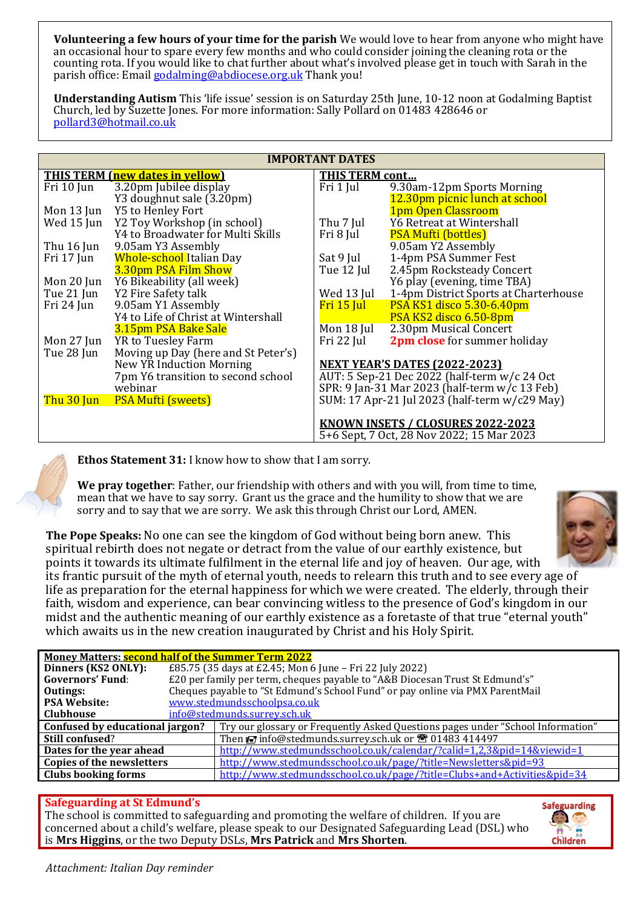**Volunteering a few hours of your time for the parish** We would love to hear from anyone who might have an occasional hour to spare every few months and who could consider joining the cleaning rota or the counting rota. If you would like to chat further about what's involved please get in touch with Sarah in the parish office: Email godalming@abdiocese.org.uk Thank you!

**Understanding Autism** This 'life issue' session is on Saturday 25th June, 10-12 noon at Godalming Baptist Church, led by Suzette Jones. For more information: Sally Pollard on 01483 428646 or pollard3@hotmail.co.uk

## IMPORTANT DATES

| THIS TERM (new dates in yellow) | | THIS TERM cont… | |
|---|---|---|---|
| Fri 10 Jun | 3.20pm Jubilee display | Fri 1 Jul | 9.30am-12pm Sports Morning |
| | Y3 doughnut sale (3.20pm) | | 12.30pm picnic lunch at school |
| Mon 13 Jun | Y5 to Henley Fort | | 1pm Open Classroom |
| Wed 15 Jun | Y2 Toy Workshop (in school) | Thu 7 Jul | Y6 Retreat at Wintershall |
| | Y4 to Broadwater for Multi Skills | Fri 8 Jul | PSA Mufti (bottles) |
| Thu 16 Jun | 9.05am Y3 Assembly | | 9.05am Y2 Assembly |
| Fri 17 Jun | Whole-school Italian Day | Sat 9 Jul | 1-4pm PSA Summer Fest |
| | 3.30pm PSA Film Show | Tue 12 Jul | 2.45pm Rocksteady Concert |
| Mon 20 Jun | Y6 Bikeability (all week) | | Y6 play (evening, time TBA) |
| Tue 21 Jun | Y2 Fire Safety talk | Wed 13 Jul | 1-4pm District Sports at Charterhouse |
| Fri 24 Jun | 9.05am Y1 Assembly | Fri 15 Jul | PSA KS1 disco 5.30-6.40pm |
| | Y4 to Life of Christ at Wintershall | | PSA KS2 disco 6.50-8pm |
| | 3.15pm PSA Bake Sale | Mon 18 Jul | 2.30pm Musical Concert |
| Mon 27 Jun | YR to Tuesley Farm | Fri 22 Jul | 2pm close for summer holiday |
| Tue 28 Jun | Moving up Day (here and St Peter's) | | |
| | New YR Induction Morning | **NEXT YEAR'S DATES (2022-2023)** | |
| | 7pm Y6 transition to second school webinar | AUT: 5 Sep-21 Dec 2022 (half-term w/c 24 Oct | |
| Thu 30 Jun | PSA Mufti (sweets) | SPR: 9 Jan-31 Mar 2023 (half-term w/c 13 Feb) | |
| | | SUM: 17 Apr-21 Jul 2023 (half-term w/c29 May) | |
| | | **KNOWN INSETS / CLOSURES 2022-2023** | |
| | | 5+6 Sept, 7 Oct, 28 Nov 2022; 15 Mar 2023 | |

**Ethos Statement 31:** I know how to show that I am sorry.

**We pray together**: Father, our friendship with others and with you will, from time to time, mean that we have to say sorry. Grant us the grace and the humility to show that we are sorry and to say that we are sorry. We ask this through Christ our Lord, AMEN.

**The Pope Speaks:** No one can see the kingdom of God without being born anew. This spiritual rebirth does not negate or detract from the value of our earthly existence, but points it towards its ultimate fulfilment in the eternal life and joy of heaven. Our age, with its frantic pursuit of the myth of eternal youth, needs to relearn this truth and to see every age of life as preparation for the eternal happiness for which we were created. The elderly, through their faith, wisdom and experience, can bear convincing witness to the presence of God's kingdom in our midst and the authentic meaning of our earthly existence as a foretaste of that true "eternal youth" which awaits us in the new creation inaugurated by Christ and his Holy Spirit.

| Money Matters: second half of the Summer Term 2022 | |
|---|---|
| **Dinners (KS2 ONLY):** | £85.75 (35 days at £2.45; Mon 6 June – Fri 22 July 2022) |
| **Governors' Fund**: | £20 per family per term, cheques payable to "A&B Diocesan Trust St Edmund's" |
| **Outings:** | Cheques payable to "St Edmund's School Fund" or pay online via PMX ParentMail |
| **PSA Website:** | www.stedmundsschoolpsa.co.uk |
| **Clubhouse** | info@stedmunds.surrey.sch.uk |
| **Confused by educational jargon?** | Try our glossary or Frequently Asked Questions pages under "School Information" |
| **Still confused**? | Then info@stedmunds.surrey.sch.uk or 01483 414497 |
| **Dates for the year ahead** | http://www.stedmundsschool.co.uk/calendar/?calid=1,2,3&pid=14&viewid=1 |
| **Copies of the newsletters** | http://www.stedmundsschool.co.uk/page/?title=Newsletters&pid=93 |
| **Clubs booking forms** | http://www.stedmundsschool.co.uk/page/?title=Clubs+and+Activities&pid=34 |

**Safeguarding at St Edmund's**

The school is committed to safeguarding and promoting the welfare of children. If you are concerned about a child's welfare, please speak to our Designated Safeguarding Lead (DSL) who is **Mrs Higgins**, or the two Deputy DSLs, **Mrs Patrick** and **Mrs Shorten**.

*Attachment: Italian Day reminder*